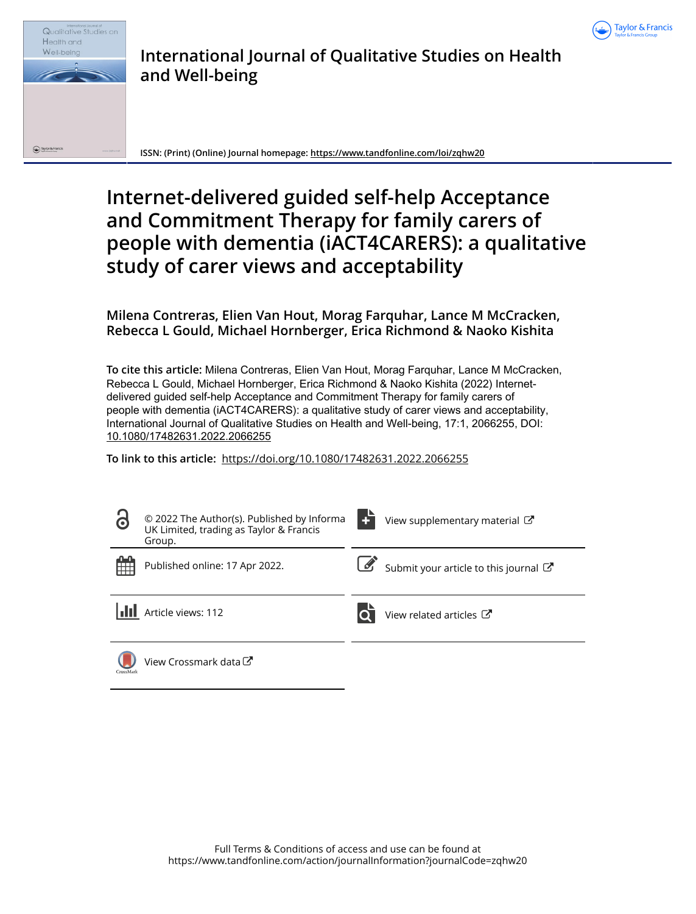# International Journal of Qualitative Studies on Health and Well-being

ISSN: (Print) (Online) Journal homepage: https://www.tandfonline.com/loi/zqhw20

# Internet-delivered guided self-help Acceptance and Commitment Therapy for family carers of people with dementia (iACT4CARERS): a qualitative study of carer views and acceptability

**Milena Contreras, Elien Van Hout, Morag Farquhar, Lance M McCracken, Rebecca L Gould, Michael Hornberger, Erica Richmond & Naoko Kishita**

**To cite this article:** Milena Contreras, Elien Van Hout, Morag Farquhar, Lance M McCracken, Rebecca L Gould, Michael Hornberger, Erica Richmond & Naoko Kishita (2022) Internet-delivered guided self-help Acceptance and Commitment Therapy for family carers of people with dementia (iACT4CARERS): a qualitative study of carer views and acceptability, International Journal of Qualitative Studies on Health and Well-being, 17:1, 2066255, DOI: 10.1080/17482631.2022.2066255

**To link to this article:** https://doi.org/10.1080/17482631.2022.2066255

© 2022 The Author(s). Published by Informa UK Limited, trading as Taylor & Francis Group.

Published online: 17 Apr 2022.

Article views: 112

View supplementary material

Submit your article to this journal

View related articles

View Crossmark data

Full Terms & Conditions of access and use can be found at https://www.tandfonline.com/action/journalInformation?journalCode=zqhw20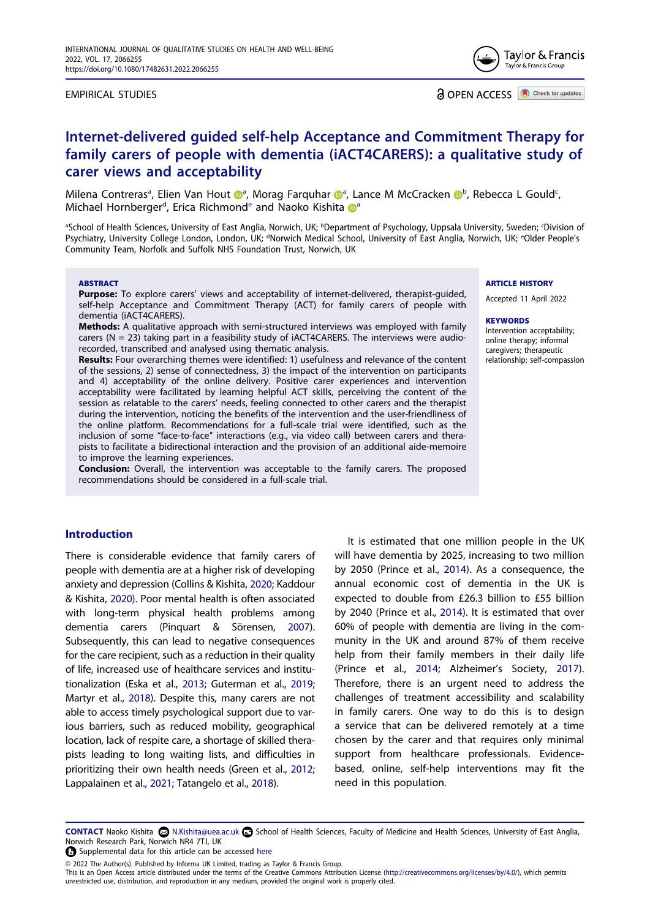# Internet-delivered guided self-help Acceptance and Commitment Therapy for family carers of people with dementia (iACT4CARERS): a qualitative study of carer views and acceptability

Milena Contreras[a], Elien Van Hout[a], Morag Farquhar[a], Lance M McCracken[b], Rebecca L Gould[c], Michael Hornberger[d], Erica Richmond[e] and Naoko Kishita[a]

[a]School of Health Sciences, University of East Anglia, Norwich, UK; [b]Department of Psychology, Uppsala University, Sweden; [c]Division of Psychiatry, University College London, London, UK; [d]Norwich Medical School, University of East Anglia, Norwich, UK; [e]Older People's Community Team, Norfolk and Suffolk NHS Foundation Trust, Norwich, UK

EMPIRICAL STUDIES

## ABSTRACT

**Purpose:** To explore carers' views and acceptability of internet-delivered, therapist-guided, self-help Acceptance and Commitment Therapy (ACT) for family carers of people with dementia (iACT4CARERS).

**Methods:** A qualitative approach with semi-structured interviews was employed with family carers (N = 23) taking part in a feasibility study of iACT4CARERS. The interviews were audio-recorded, transcribed and analysed using thematic analysis.

**Results:** Four overarching themes were identified: 1) usefulness and relevance of the content of the sessions, 2) sense of connectedness, 3) the impact of the intervention on participants and 4) acceptability of the online delivery. Positive carer experiences and intervention acceptability were facilitated by learning helpful ACT skills, perceiving the content of the session as relatable to the carers' needs, feeling connected to other carers and the therapist during the intervention, noticing the benefits of the intervention and the user-friendliness of the online platform. Recommendations for a full-scale trial were identified, such as the inclusion of some "face-to-face" interactions (e.g., via video call) between carers and therapists to facilitate a bidirectional interaction and the provision of an additional aide-memoire to improve the learning experiences.

**Conclusion:** Overall, the intervention was acceptable to the family carers. The proposed recommendations should be considered in a full-scale trial.

**ARTICLE HISTORY**
Accepted 11 April 2022

**KEYWORDS**
Intervention acceptability; online therapy; informal caregivers; therapeutic relationship; self-compassion

## Introduction

There is considerable evidence that family carers of people with dementia are at a higher risk of developing anxiety and depression (Collins & Kishita, 2020; Kaddour & Kishita, 2020). Poor mental health is often associated with long-term physical health problems among dementia carers (Pinquart & Sörensen, 2007). Subsequently, this can lead to negative consequences for the care recipient, such as a reduction in their quality of life, increased use of healthcare services and institutionalization (Eska et al., 2013; Guterman et al., 2019; Martyr et al., 2018). Despite this, many carers are not able to access timely psychological support due to various barriers, such as reduced mobility, geographical location, lack of respite care, a shortage of skilled therapists leading to long waiting lists, and difficulties in prioritizing their own health needs (Green et al., 2012; Lappalainen et al., 2021; Tatangelo et al., 2018).

It is estimated that one million people in the UK will have dementia by 2025, increasing to two million by 2050 (Prince et al., 2014). As a consequence, the annual economic cost of dementia in the UK is expected to double from £26.3 billion to £55 billion by 2040 (Prince et al., 2014). It is estimated that over 60% of people with dementia are living in the community in the UK and around 87% of them receive help from their family members in their daily life (Prince et al., 2014; Alzheimer's Society, 2017). Therefore, there is an urgent need to address the challenges of treatment accessibility and scalability in family carers. One way to do this is to design a service that can be delivered remotely at a time chosen by the carer and that requires only minimal support from healthcare professionals. Evidence-based, online, self-help interventions may fit the need in this population.

**CONTACT** Naoko Kishita N.Kishita@uea.ac.uk School of Health Sciences, Faculty of Medicine and Health Sciences, University of East Anglia, Norwich Research Park, Norwich NR4 7TJ, UK

Supplemental data for this article can be accessed here

© 2022 The Author(s). Published by Informa UK Limited, trading as Taylor & Francis Group.
This is an Open Access article distributed under the terms of the Creative Commons Attribution License (http://creativecommons.org/licenses/by/4.0/), which permits unrestricted use, distribution, and reproduction in any medium, provided the original work is properly cited.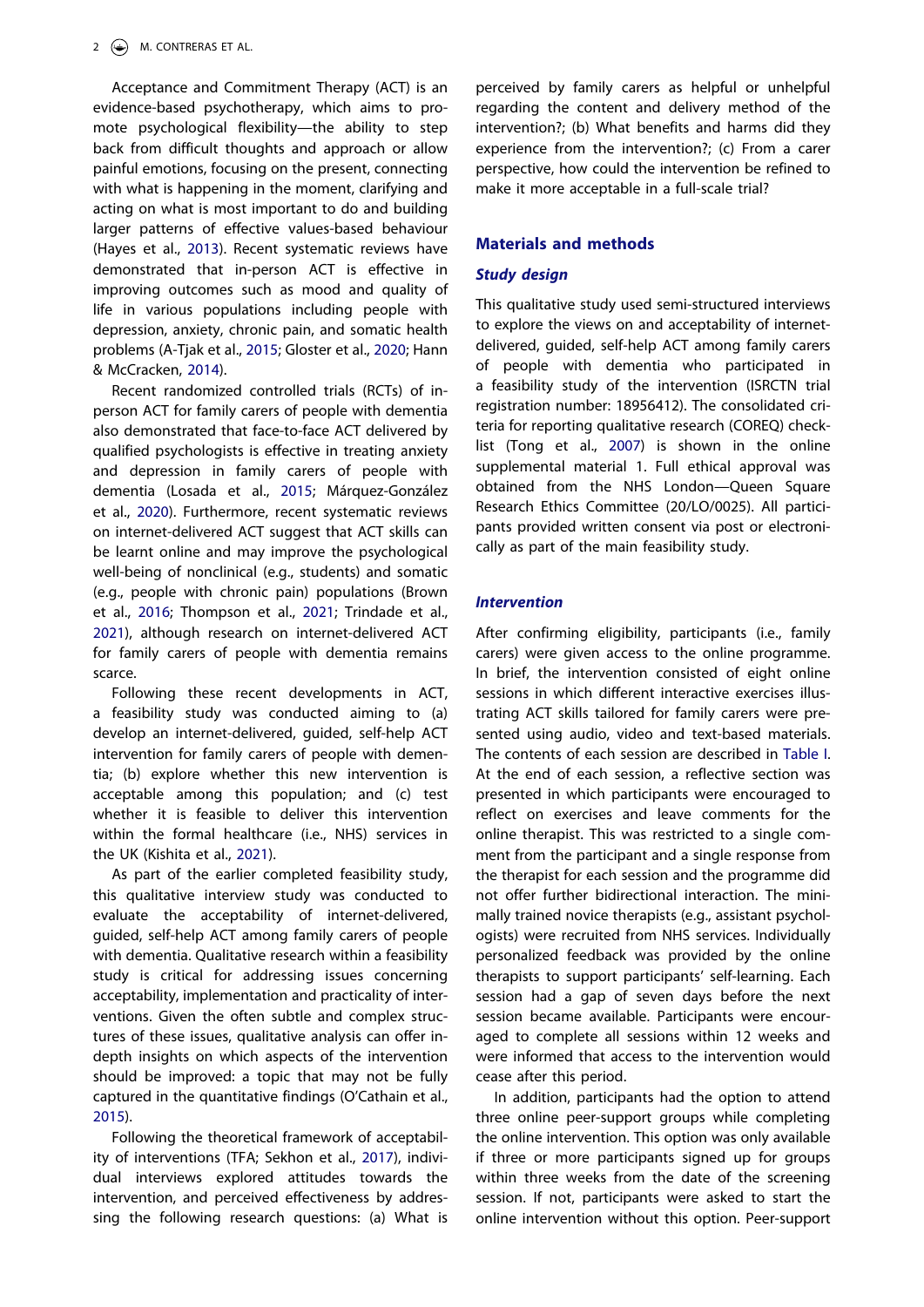Acceptance and Commitment Therapy (ACT) is an evidence-based psychotherapy, which aims to promote psychological flexibility—the ability to step back from difficult thoughts and approach or allow painful emotions, focusing on the present, connecting with what is happening in the moment, clarifying and acting on what is most important to do and building larger patterns of effective values-based behaviour (Hayes et al., 2013). Recent systematic reviews have demonstrated that in-person ACT is effective in improving outcomes such as mood and quality of life in various populations including people with depression, anxiety, chronic pain, and somatic health problems (A-Tjak et al., 2015; Gloster et al., 2020; Hann & McCracken, 2014).

Recent randomized controlled trials (RCTs) of in-person ACT for family carers of people with dementia also demonstrated that face-to-face ACT delivered by qualified psychologists is effective in treating anxiety and depression in family carers of people with dementia (Losada et al., 2015; Márquez-González et al., 2020). Furthermore, recent systematic reviews on internet-delivered ACT suggest that ACT skills can be learnt online and may improve the psychological well-being of nonclinical (e.g., students) and somatic (e.g., people with chronic pain) populations (Brown et al., 2016; Thompson et al., 2021; Trindade et al., 2021), although research on internet-delivered ACT for family carers of people with dementia remains scarce.

Following these recent developments in ACT, a feasibility study was conducted aiming to (a) develop an internet-delivered, guided, self-help ACT intervention for family carers of people with dementia; (b) explore whether this new intervention is acceptable among this population; and (c) test whether it is feasible to deliver this intervention within the formal healthcare (i.e., NHS) services in the UK (Kishita et al., 2021).

As part of the earlier completed feasibility study, this qualitative interview study was conducted to evaluate the acceptability of internet-delivered, guided, self-help ACT among family carers of people with dementia. Qualitative research within a feasibility study is critical for addressing issues concerning acceptability, implementation and practicality of interventions. Given the often subtle and complex structures of these issues, qualitative analysis can offer in-depth insights on which aspects of the intervention should be improved: a topic that may not be fully captured in the quantitative findings (O'Cathain et al., 2015).

Following the theoretical framework of acceptability of interventions (TFA; Sekhon et al., 2017), individual interviews explored attitudes towards the intervention, and perceived effectiveness by addressing the following research questions: (a) What is perceived by family carers as helpful or unhelpful regarding the content and delivery method of the intervention?; (b) What benefits and harms did they experience from the intervention?; (c) From a carer perspective, how could the intervention be refined to make it more acceptable in a full-scale trial?

## Materials and methods

### *Study design*

This qualitative study used semi-structured interviews to explore the views on and acceptability of internet-delivered, guided, self-help ACT among family carers of people with dementia who participated in a feasibility study of the intervention (ISRCTN trial registration number: 18956412). The consolidated criteria for reporting qualitative research (COREQ) checklist (Tong et al., 2007) is shown in the online supplemental material 1. Full ethical approval was obtained from the NHS London—Queen Square Research Ethics Committee (20/LO/0025). All participants provided written consent via post or electronically as part of the main feasibility study.

### *Intervention*

After confirming eligibility, participants (i.e., family carers) were given access to the online programme. In brief, the intervention consisted of eight online sessions in which different interactive exercises illustrating ACT skills tailored for family carers were presented using audio, video and text-based materials. The contents of each session are described in Table I. At the end of each session, a reflective section was presented in which participants were encouraged to reflect on exercises and leave comments for the online therapist. This was restricted to a single comment from the participant and a single response from the therapist for each session and the programme did not offer further bidirectional interaction. The minimally trained novice therapists (e.g., assistant psychologists) were recruited from NHS services. Individually personalized feedback was provided by the online therapists to support participants' self-learning. Each session had a gap of seven days before the next session became available. Participants were encouraged to complete all sessions within 12 weeks and were informed that access to the intervention would cease after this period.

In addition, participants had the option to attend three online peer-support groups while completing the online intervention. This option was only available if three or more participants signed up for groups within three weeks from the date of the screening session. If not, participants were asked to start the online intervention without this option. Peer-support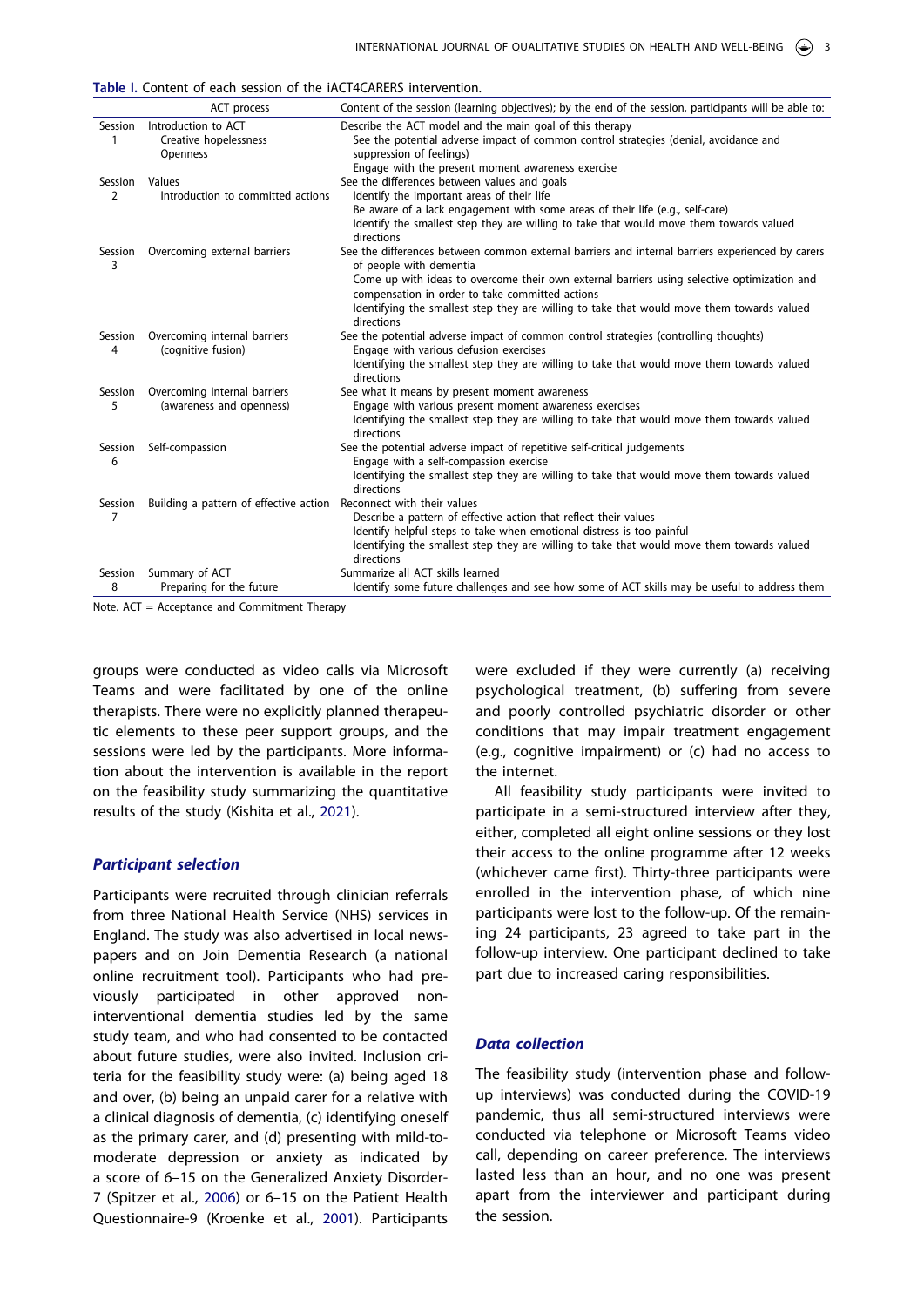**Table I.** Content of each session of the iACT4CARERS intervention.

| | ACT process | Content of the session (learning objectives); by the end of the session, participants will be able to: |
|---|---|---|
| Session 1 | Introduction to ACT<br>Creative hopelessness<br>Openness | Describe the ACT model and the main goal of this therapy<br>See the potential adverse impact of common control strategies (denial, avoidance and suppression of feelings)<br>Engage with the present moment awareness exercise |
| Session 2 | Values<br>Introduction to committed actions | See the differences between values and goals<br>Identify the important areas of their life<br>Be aware of a lack engagement with some areas of their life (e.g., self-care)<br>Identify the smallest step they are willing to take that would move them towards valued directions |
| Session 3 | Overcoming external barriers | See the differences between common external barriers and internal barriers experienced by carers of people with dementia<br>Come up with ideas to overcome their own external barriers using selective optimization and compensation in order to take committed actions<br>Identifying the smallest step they are willing to take that would move them towards valued directions |
| Session 4 | Overcoming internal barriers (cognitive fusion) | See the potential adverse impact of common control strategies (controlling thoughts)<br>Engage with various defusion exercises<br>Identifying the smallest step they are willing to take that would move them towards valued directions |
| Session 5 | Overcoming internal barriers (awareness and openness) | See what it means by present moment awareness<br>Engage with various present moment awareness exercises<br>Identifying the smallest step they are willing to take that would move them towards valued directions |
| Session 6 | Self-compassion | See the potential adverse impact of repetitive self-critical judgements<br>Engage with a self-compassion exercise<br>Identifying the smallest step they are willing to take that would move them towards valued directions |
| Session 7 | Building a pattern of effective action | Reconnect with their values<br>Describe a pattern of effective action that reflect their values<br>Identify helpful steps to take when emotional distress is too painful<br>Identifying the smallest step they are willing to take that would move them towards valued directions |
| Session 8 | Summary of ACT<br>Preparing for the future | Summarize all ACT skills learned<br>Identify some future challenges and see how some of ACT skills may be useful to address them |

Note. ACT = Acceptance and Commitment Therapy

groups were conducted as video calls via Microsoft Teams and were facilitated by one of the online therapists. There were no explicitly planned therapeutic elements to these peer support groups, and the sessions were led by the participants. More information about the intervention is available in the report on the feasibility study summarizing the quantitative results of the study (Kishita et al., 2021).

### *Participant selection*

Participants were recruited through clinician referrals from three National Health Service (NHS) services in England. The study was also advertised in local newspapers and on Join Dementia Research (a national online recruitment tool). Participants who had previously participated in other approved non-interventional dementia studies led by the same study team, and who had consented to be contacted about future studies, were also invited. Inclusion criteria for the feasibility study were: (a) being aged 18 and over, (b) being an unpaid carer for a relative with a clinical diagnosis of dementia, (c) identifying oneself as the primary carer, and (d) presenting with mild-to-moderate depression or anxiety as indicated by a score of 6–15 on the Generalized Anxiety Disorder-7 (Spitzer et al., 2006) or 6–15 on the Patient Health Questionnaire-9 (Kroenke et al., 2001). Participants were excluded if they were currently (a) receiving psychological treatment, (b) suffering from severe and poorly controlled psychiatric disorder or other conditions that may impair treatment engagement (e.g., cognitive impairment) or (c) had no access to the internet.

All feasibility study participants were invited to participate in a semi-structured interview after they, either, completed all eight online sessions or they lost their access to the online programme after 12 weeks (whichever came first). Thirty-three participants were enrolled in the intervention phase, of which nine participants were lost to the follow-up. Of the remaining 24 participants, 23 agreed to take part in the follow-up interview. One participant declined to take part due to increased caring responsibilities.

### *Data collection*

The feasibility study (intervention phase and follow-up interviews) was conducted during the COVID-19 pandemic, thus all semi-structured interviews were conducted via telephone or Microsoft Teams video call, depending on career preference. The interviews lasted less than an hour, and no one was present apart from the interviewer and participant during the session.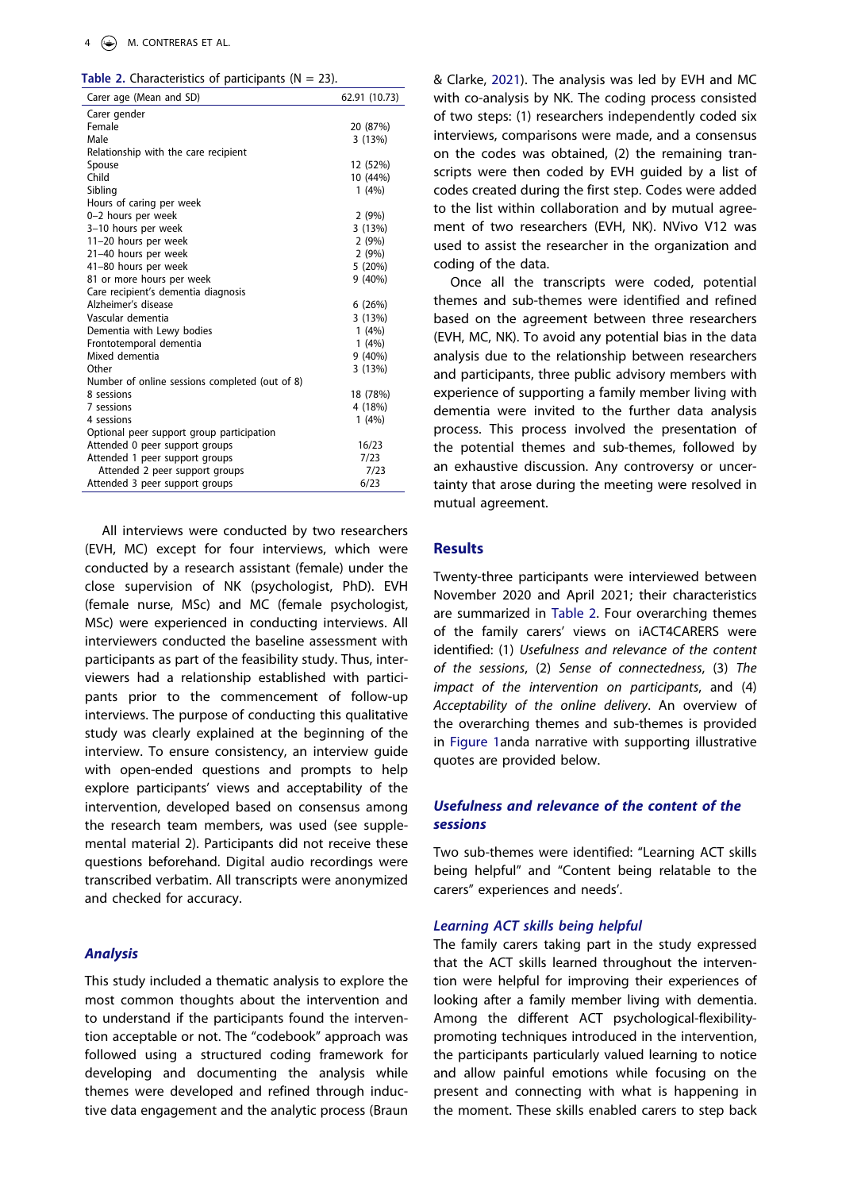**Table 2.** Characteristics of participants (N = 23).

| Carer age (Mean and SD) | 62.91 (10.73) |
|---|---|
| Carer gender | |
| Female | 20 (87%) |
| Male | 3 (13%) |
| Relationship with the care recipient | |
| Spouse | 12 (52%) |
| Child | 10 (44%) |
| Sibling | 1 (4%) |
| Hours of caring per week | |
| 0–2 hours per week | 2 (9%) |
| 3–10 hours per week | 3 (13%) |
| 11–20 hours per week | 2 (9%) |
| 21–40 hours per week | 2 (9%) |
| 41–80 hours per week | 5 (20%) |
| 81 or more hours per week | 9 (40%) |
| Care recipient's dementia diagnosis | |
| Alzheimer's disease | 6 (26%) |
| Vascular dementia | 3 (13%) |
| Dementia with Lewy bodies | 1 (4%) |
| Frontotemporal dementia | 1 (4%) |
| Mixed dementia | 9 (40%) |
| Other | 3 (13%) |
| Number of online sessions completed (out of 8) | |
| 8 sessions | 18 (78%) |
| 7 sessions | 4 (18%) |
| 4 sessions | 1 (4%) |
| Optional peer support group participation | |
| Attended 0 peer support groups | 16/23 |
| Attended 1 peer support groups | 7/23 |
| Attended 2 peer support groups | 7/23 |
| Attended 3 peer support groups | 6/23 |

All interviews were conducted by two researchers (EVH, MC) except for four interviews, which were conducted by a research assistant (female) under the close supervision of NK (psychologist, PhD). EVH (female nurse, MSc) and MC (female psychologist, MSc) were experienced in conducting interviews. All interviewers conducted the baseline assessment with participants as part of the feasibility study. Thus, interviewers had a relationship established with participants prior to the commencement of follow-up interviews. The purpose of conducting this qualitative study was clearly explained at the beginning of the interview. To ensure consistency, an interview guide with open-ended questions and prompts to help explore participants' views and acceptability of the intervention, developed based on consensus among the research team members, was used (see supplemental material 2). Participants did not receive these questions beforehand. Digital audio recordings were transcribed verbatim. All transcripts were anonymized and checked for accuracy.

### *Analysis*

This study included a thematic analysis to explore the most common thoughts about the intervention and to understand if the participants found the intervention acceptable or not. The "codebook" approach was followed using a structured coding framework for developing and documenting the analysis while themes were developed and refined through inductive data engagement and the analytic process (Braun & Clarke, 2021). The analysis was led by EVH and MC with co-analysis by NK. The coding process consisted of two steps: (1) researchers independently coded six interviews, comparisons were made, and a consensus on the codes was obtained, (2) the remaining transcripts were then coded by EVH guided by a list of codes created during the first step. Codes were added to the list within collaboration and by mutual agreement of two researchers (EVH, NK). NVivo V12 was used to assist the researcher in the organization and coding of the data.

Once all the transcripts were coded, potential themes and sub-themes were identified and refined based on the agreement between three researchers (EVH, MC, NK). To avoid any potential bias in the data analysis due to the relationship between researchers and participants, three public advisory members with experience of supporting a family member living with dementia were invited to the further data analysis process. This process involved the presentation of the potential themes and sub-themes, followed by an exhaustive discussion. Any controversy or uncertainty that arose during the meeting were resolved in mutual agreement.

## Results

Twenty-three participants were interviewed between November 2020 and April 2021; their characteristics are summarized in Table 2. Four overarching themes of the family carers' views on iACT4CARERS were identified: (1) *Usefulness and relevance of the content of the sessions*, (2) *Sense of connectedness*, (3) *The impact of the intervention on participants*, and (4) *Acceptability of the online delivery*. An overview of the overarching themes and sub-themes is provided in Figure 1anda narrative with supporting illustrative quotes are provided below.

### *Usefulness and relevance of the content of the sessions*

Two sub-themes were identified: "Learning ACT skills being helpful" and "Content being relatable to the carers" experiences and needs'.

#### *Learning ACT skills being helpful*

The family carers taking part in the study expressed that the ACT skills learned throughout the intervention were helpful for improving their experiences of looking after a family member living with dementia. Among the different ACT psychological-flexibility-promoting techniques introduced in the intervention, the participants particularly valued learning to notice and allow painful emotions while focusing on the present and connecting with what is happening in the moment. These skills enabled carers to step back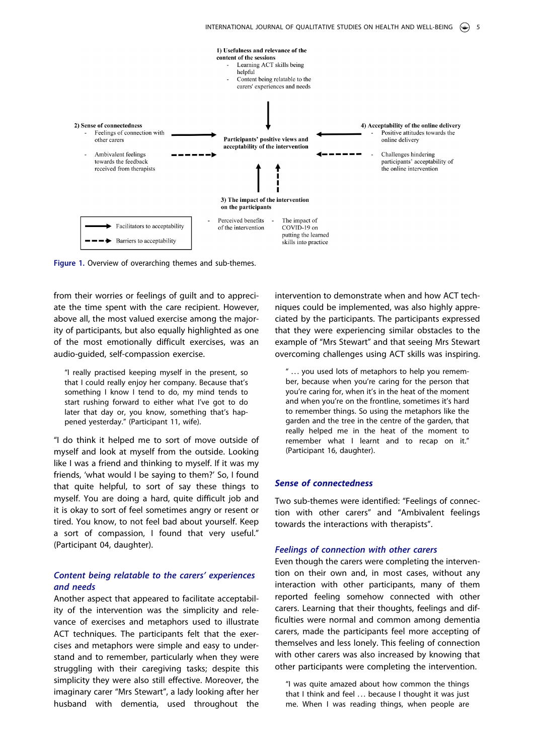1) Usefulness and relevance of the content of the sessions
- Learning ACT skills being helpful
- Content being relatable to the carers' experiences and needs

2) Sense of connectedness
- Feelings of connection with other carers
- Ambivalent feelings towards the feedback received from therapists

Participants' positive views and acceptability of the intervention

4) Acceptability of the online delivery
- Positive attitudes towards the online delivery
- Challenges hindering participants' acceptability of the online intervention

3) The impact of the intervention on the participants
- Perceived benefits of the intervention
- The impact of COVID-19 on putting the learned skills into practice

→ Facilitators to acceptability
⇢ Barriers to acceptability

**Figure 1.** Overview of overarching themes and sub-themes.

from their worries or feelings of guilt and to appreciate the time spent with the care recipient. However, above all, the most valued exercise among the majority of participants, but also equally highlighted as one of the most emotionally difficult exercises, was an audio-guided, self-compassion exercise.

> "I really practised keeping myself in the present, so that I could really enjoy her company. Because that's something I know I tend to do, my mind tends to start rushing forward to either what I've got to do later that day or, you know, something that's happened yesterday." (Participant 11, wife).

"I do think it helped me to sort of move outside of myself and look at myself from the outside. Looking like I was a friend and thinking to myself. If it was my friends, 'what would I be saying to them?' So, I found that quite helpful, to sort of say these things to myself. You are doing a hard, quite difficult job and it is okay to sort of feel sometimes angry or resent or tired. You know, to not feel bad about yourself. Keep a sort of compassion, I found that very useful." (Participant 04, daughter).

### *Content being relatable to the carers' experiences and needs*

Another aspect that appeared to facilitate acceptability of the intervention was the simplicity and relevance of exercises and metaphors used to illustrate ACT techniques. The participants felt that the exercises and metaphors were simple and easy to understand and to remember, particularly when they were struggling with their caregiving tasks; despite this simplicity they were also still effective. Moreover, the imaginary carer "Mrs Stewart", a lady looking after her husband with dementia, used throughout the intervention to demonstrate when and how ACT techniques could be implemented, was also highly appreciated by the participants. The participants expressed that they were experiencing similar obstacles to the example of "Mrs Stewart" and that seeing Mrs Stewart overcoming challenges using ACT skills was inspiring.

> " … you used lots of metaphors to help you remember, because when you're caring for the person that you're caring for, when it's in the heat of the moment and when you're on the frontline, sometimes it's hard to remember things. So using the metaphors like the garden and the tree in the centre of the garden, that really helped me in the heat of the moment to remember what I learnt and to recap on it." (Participant 16, daughter).

## *Sense of connectedness*

Two sub-themes were identified: "Feelings of connection with other carers" and "Ambivalent feelings towards the interactions with therapists".

### *Feelings of connection with other carers*

Even though the carers were completing the intervention on their own and, in most cases, without any interaction with other participants, many of them reported feeling somehow connected with other carers. Learning that their thoughts, feelings and difficulties were normal and common among dementia carers, made the participants feel more accepting of themselves and less lonely. This feeling of connection with other carers was also increased by knowing that other participants were completing the intervention.

> "I was quite amazed about how common the things that I think and feel … because I thought it was just me. When I was reading things, when people are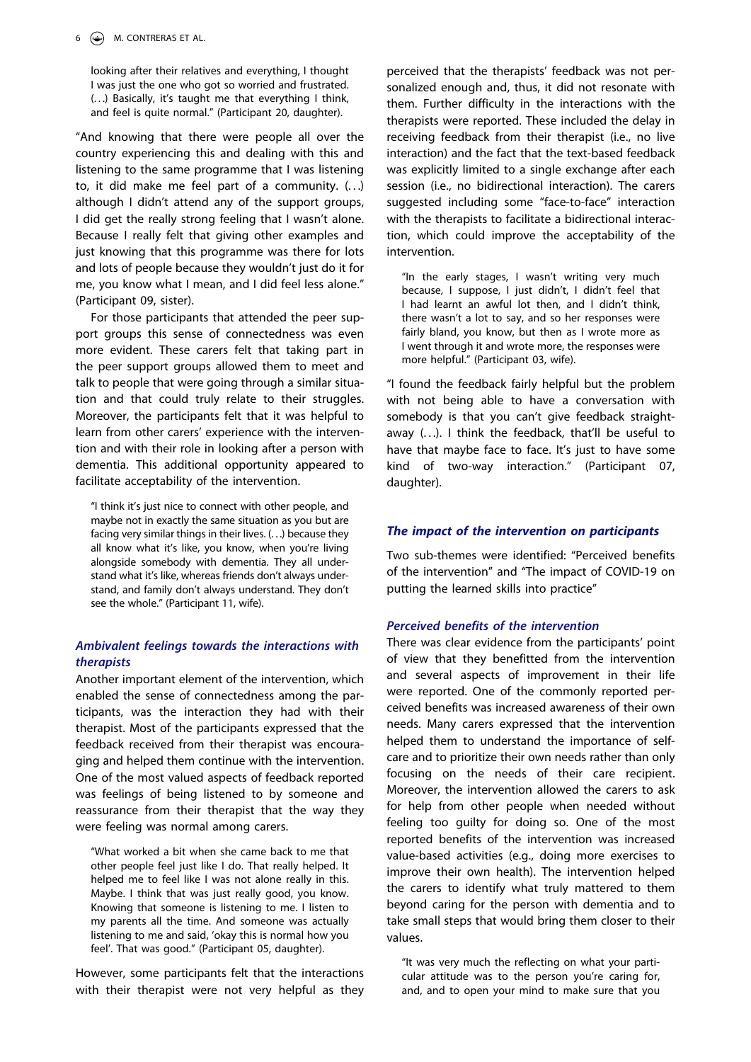looking after their relatives and everything, I thought I was just the one who got so worried and frustrated. (…) Basically, it's taught me that everything I think, and feel is quite normal." (Participant 20, daughter).

"And knowing that there were people all over the country experiencing this and dealing with this and listening to the same programme that I was listening to, it did make me feel part of a community. (…) although I didn't attend any of the support groups, I did get the really strong feeling that I wasn't alone. Because I really felt that giving other examples and just knowing that this programme was there for lots and lots of people because they wouldn't just do it for me, you know what I mean, and I did feel less alone." (Participant 09, sister).

For those participants that attended the peer support groups this sense of connectedness was even more evident. These carers felt that taking part in the peer support groups allowed them to meet and talk to people that were going through a similar situation and that could truly relate to their struggles. Moreover, the participants felt that it was helpful to learn from other carers' experience with the intervention and with their role in looking after a person with dementia. This additional opportunity appeared to facilitate acceptability of the intervention.

> "I think it's just nice to connect with other people, and maybe not in exactly the same situation as you but are facing very similar things in their lives. (…) because they all know what it's like, you know, when you're living alongside somebody with dementia. They all understand what it's like, whereas friends don't always understand, and family don't always understand. They don't see the whole." (Participant 11, wife).

### *Ambivalent feelings towards the interactions with therapists*

Another important element of the intervention, which enabled the sense of connectedness among the participants, was the interaction they had with their therapist. Most of the participants expressed that the feedback received from their therapist was encouraging and helped them continue with the intervention. One of the most valued aspects of feedback reported was feelings of being listened to by someone and reassurance from their therapist that the way they were feeling was normal among carers.

> "What worked a bit when she came back to me that other people feel just like I do. That really helped. It helped me to feel like I was not alone really in this. Maybe. I think that was just really good, you know. Knowing that someone is listening to me. I listen to my parents all the time. And someone was actually listening to me and said, 'okay this is normal how you feel'. That was good." (Participant 05, daughter).

However, some participants felt that the interactions with their therapist were not very helpful as they perceived that the therapists' feedback was not personalized enough and, thus, it did not resonate with them. Further difficulty in the interactions with the therapists were reported. These included the delay in receiving feedback from their therapist (i.e., no live interaction) and the fact that the text-based feedback was explicitly limited to a single exchange after each session (i.e., no bidirectional interaction). The carers suggested including some "face-to-face" interaction with the therapists to facilitate a bidirectional interaction, which could improve the acceptability of the intervention.

> "In the early stages, I wasn't writing very much because, I suppose, I just didn't, I didn't feel that I had learnt an awful lot then, and I didn't think, there wasn't a lot to say, and so her responses were fairly bland, you know, but then as I wrote more as I went through it and wrote more, the responses were more helpful." (Participant 03, wife).

"I found the feedback fairly helpful but the problem with not being able to have a conversation with somebody is that you can't give feedback straightaway (…). I think the feedback, that'll be useful to have that maybe face to face. It's just to have some kind of two-way interaction." (Participant 07, daughter).

### *The impact of the intervention on participants*

Two sub-themes were identified: "Perceived benefits of the intervention" and "The impact of COVID-19 on putting the learned skills into practice"

### *Perceived benefits of the intervention*

There was clear evidence from the participants' point of view that they benefitted from the intervention and several aspects of improvement in their life were reported. One of the commonly reported perceived benefits was increased awareness of their own needs. Many carers expressed that the intervention helped them to understand the importance of self-care and to prioritize their own needs rather than only focusing on the needs of their care recipient. Moreover, the intervention allowed the carers to ask for help from other people when needed without feeling too guilty for doing so. One of the most reported benefits of the intervention was increased value-based activities (e.g., doing more exercises to improve their own health). The intervention helped the carers to identify what truly mattered to them beyond caring for the person with dementia and to take small steps that would bring them closer to their values.

> "It was very much the reflecting on what your particular attitude was to the person you're caring for, and, and to open your mind to make sure that you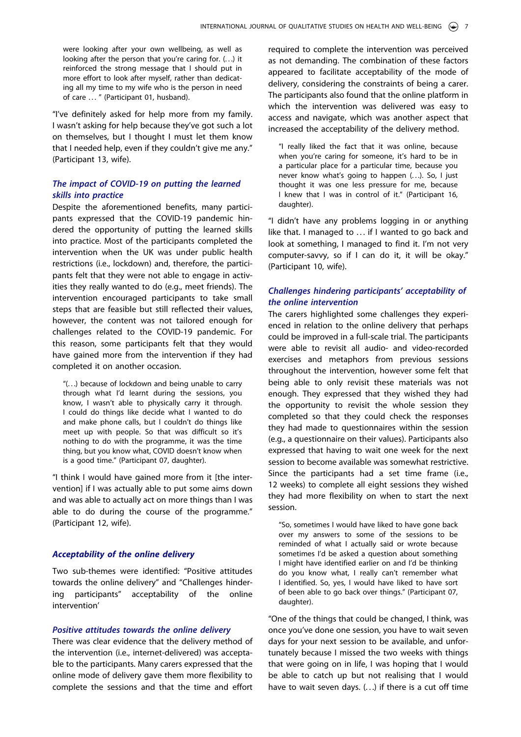> were looking after your own wellbeing, as well as looking after the person that you're caring for. (...) it reinforced the strong message that I should put in more effort to look after myself, rather than dedicating all my time to my wife who is the person in need of care ... " (Participant 01, husband).

"I've definitely asked for help more from my family. I wasn't asking for help because they've got such a lot on themselves, but I thought I must let them know that I needed help, even if they couldn't give me any." (Participant 13, wife).

### The impact of COVID-19 on putting the learned skills into practice

Despite the aforementioned benefits, many participants expressed that the COVID-19 pandemic hindered the opportunity of putting the learned skills into practice. Most of the participants completed the intervention when the UK was under public health restrictions (i.e., lockdown) and, therefore, the participants felt that they were not able to engage in activities they really wanted to do (e.g., meet friends). The intervention encouraged participants to take small steps that are feasible but still reflected their values, however, the content was not tailored enough for challenges related to the COVID-19 pandemic. For this reason, some participants felt that they would have gained more from the intervention if they had completed it on another occasion.

> "(...) because of lockdown and being unable to carry through what I'd learnt during the sessions, you know, I wasn't able to physically carry it through. I could do things like decide what I wanted to do and make phone calls, but I couldn't do things like meet up with people. So that was difficult so it's nothing to do with the programme, it was the time thing, but you know what, COVID doesn't know when is a good time." (Participant 07, daughter).

"I think I would have gained more from it [the intervention] if I was actually able to put some aims down and was able to actually act on more things than I was able to do during the course of the programme." (Participant 12, wife).

### Acceptability of the online delivery

Two sub-themes were identified: "Positive attitudes towards the online delivery" and "Challenges hindering participants' acceptability of the online intervention'

### Positive attitudes towards the online delivery

There was clear evidence that the delivery method of the intervention (i.e., internet-delivered) was acceptable to the participants. Many carers expressed that the online mode of delivery gave them more flexibility to complete the sessions and that the time and effort required to complete the intervention was perceived as not demanding. The combination of these factors appeared to facilitate acceptability of the mode of delivery, considering the constraints of being a carer. The participants also found that the online platform in which the intervention was delivered was easy to access and navigate, which was another aspect that increased the acceptability of the delivery method.

> "I really liked the fact that it was online, because when you're caring for someone, it's hard to be in a particular place for a particular time, because you never know what's going to happen (...). So, I just thought it was one less pressure for me, because I knew that I was in control of it." (Participant 16, daughter).

"I didn't have any problems logging in or anything like that. I managed to ... if I wanted to go back and look at something, I managed to find it. I'm not very computer-savvy, so if I can do it, it will be okay." (Participant 10, wife).

### Challenges hindering participants' acceptability of the online intervention

The carers highlighted some challenges they experienced in relation to the online delivery that perhaps could be improved in a full-scale trial. The participants were able to revisit all audio- and video-recorded exercises and metaphors from previous sessions throughout the intervention, however some felt that being able to only revisit these materials was not enough. They expressed that they wished they had the opportunity to revisit the whole session they completed so that they could check the responses they had made to questionnaires within the session (e.g., a questionnaire on their values). Participants also expressed that having to wait one week for the next session to become available was somewhat restrictive. Since the participants had a set time frame (i.e., 12 weeks) to complete all eight sessions they wished they had more flexibility on when to start the next session.

> "So, sometimes I would have liked to have gone back over my answers to some of the sessions to be reminded of what I actually said or wrote because sometimes I'd be asked a question about something I might have identified earlier on and I'd be thinking do you know what, I really can't remember what I identified. So, yes, I would have liked to have sort of been able to go back over things." (Participant 07, daughter).

"One of the things that could be changed, I think, was once you've done one session, you have to wait seven days for your next session to be available, and unfortunately because I missed the two weeks with things that were going on in life, I was hoping that I would be able to catch up but not realising that I would have to wait seven days. (...) if there is a cut off time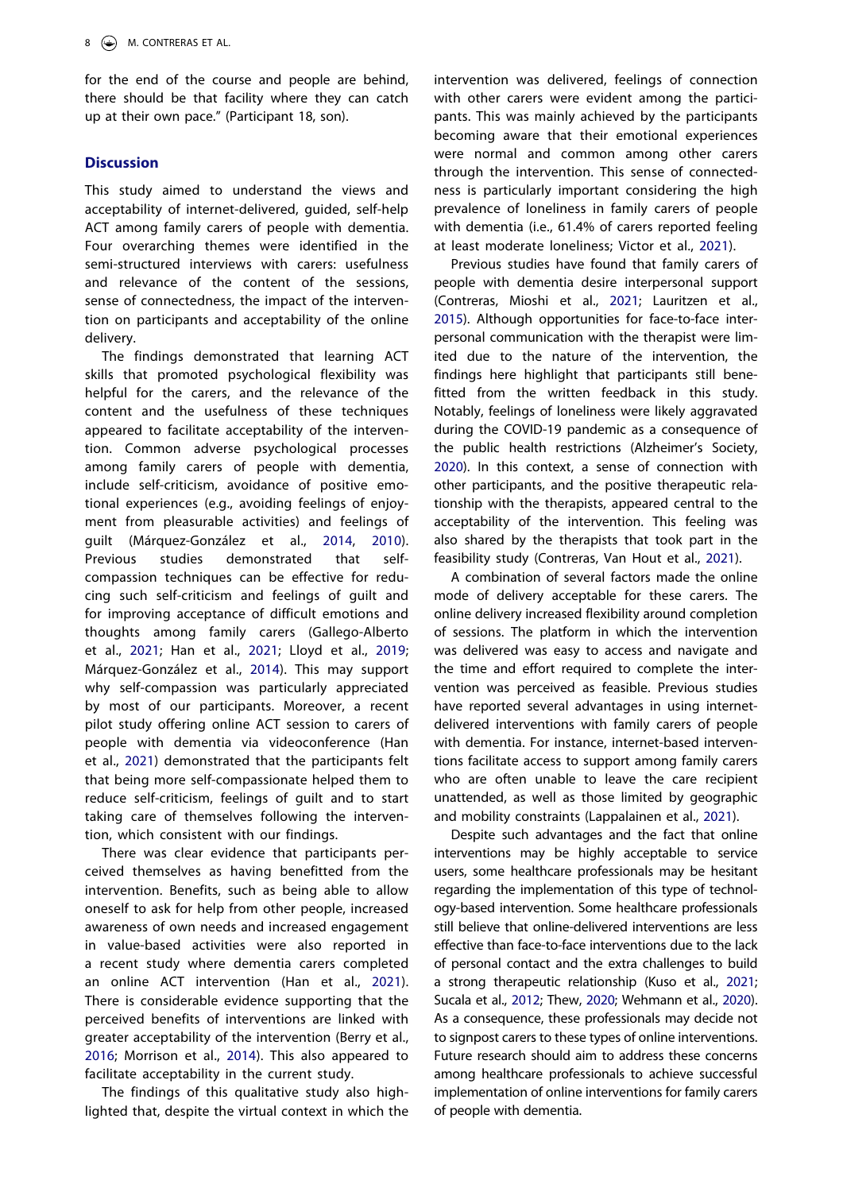for the end of the course and people are behind, there should be that facility where they can catch up at their own pace." (Participant 18, son).

## Discussion

This study aimed to understand the views and acceptability of internet-delivered, guided, self-help ACT among family carers of people with dementia. Four overarching themes were identified in the semi-structured interviews with carers: usefulness and relevance of the content of the sessions, sense of connectedness, the impact of the intervention on participants and acceptability of the online delivery.

The findings demonstrated that learning ACT skills that promoted psychological flexibility was helpful for the carers, and the relevance of the content and the usefulness of these techniques appeared to facilitate acceptability of the intervention. Common adverse psychological processes among family carers of people with dementia, include self-criticism, avoidance of positive emotional experiences (e.g., avoiding feelings of enjoyment from pleasurable activities) and feelings of guilt (Márquez-González et al., 2014, 2010). Previous studies demonstrated that self-compassion techniques can be effective for reducing such self-criticism and feelings of guilt and for improving acceptance of difficult emotions and thoughts among family carers (Gallego-Alberto et al., 2021; Han et al., 2021; Lloyd et al., 2019; Márquez-González et al., 2014). This may support why self-compassion was particularly appreciated by most of our participants. Moreover, a recent pilot study offering online ACT session to carers of people with dementia via videoconference (Han et al., 2021) demonstrated that the participants felt that being more self-compassionate helped them to reduce self-criticism, feelings of guilt and to start taking care of themselves following the intervention, which consistent with our findings.

There was clear evidence that participants perceived themselves as having benefitted from the intervention. Benefits, such as being able to allow oneself to ask for help from other people, increased awareness of own needs and increased engagement in value-based activities were also reported in a recent study where dementia carers completed an online ACT intervention (Han et al., 2021). There is considerable evidence supporting that the perceived benefits of interventions are linked with greater acceptability of the intervention (Berry et al., 2016; Morrison et al., 2014). This also appeared to facilitate acceptability in the current study.

The findings of this qualitative study also highlighted that, despite the virtual context in which the intervention was delivered, feelings of connection with other carers were evident among the participants. This was mainly achieved by the participants becoming aware that their emotional experiences were normal and common among other carers through the intervention. This sense of connectedness is particularly important considering the high prevalence of loneliness in family carers of people with dementia (i.e., 61.4% of carers reported feeling at least moderate loneliness; Victor et al., 2021).

Previous studies have found that family carers of people with dementia desire interpersonal support (Contreras, Mioshi et al., 2021; Lauritzen et al., 2015). Although opportunities for face-to-face interpersonal communication with the therapist were limited due to the nature of the intervention, the findings here highlight that participants still benefitted from the written feedback in this study. Notably, feelings of loneliness were likely aggravated during the COVID-19 pandemic as a consequence of the public health restrictions (Alzheimer's Society, 2020). In this context, a sense of connection with other participants, and the positive therapeutic relationship with the therapists, appeared central to the acceptability of the intervention. This feeling was also shared by the therapists that took part in the feasibility study (Contreras, Van Hout et al., 2021).

A combination of several factors made the online mode of delivery acceptable for these carers. The online delivery increased flexibility around completion of sessions. The platform in which the intervention was delivered was easy to access and navigate and the time and effort required to complete the intervention was perceived as feasible. Previous studies have reported several advantages in using internet-delivered interventions with family carers of people with dementia. For instance, internet-based interventions facilitate access to support among family carers who are often unable to leave the care recipient unattended, as well as those limited by geographic and mobility constraints (Lappalainen et al., 2021).

Despite such advantages and the fact that online interventions may be highly acceptable to service users, some healthcare professionals may be hesitant regarding the implementation of this type of technology-based intervention. Some healthcare professionals still believe that online-delivered interventions are less effective than face-to-face interventions due to the lack of personal contact and the extra challenges to build a strong therapeutic relationship (Kuso et al., 2021; Sucala et al., 2012; Thew, 2020; Wehmann et al., 2020). As a consequence, these professionals may decide not to signpost carers to these types of online interventions. Future research should aim to address these concerns among healthcare professionals to achieve successful implementation of online interventions for family carers of people with dementia.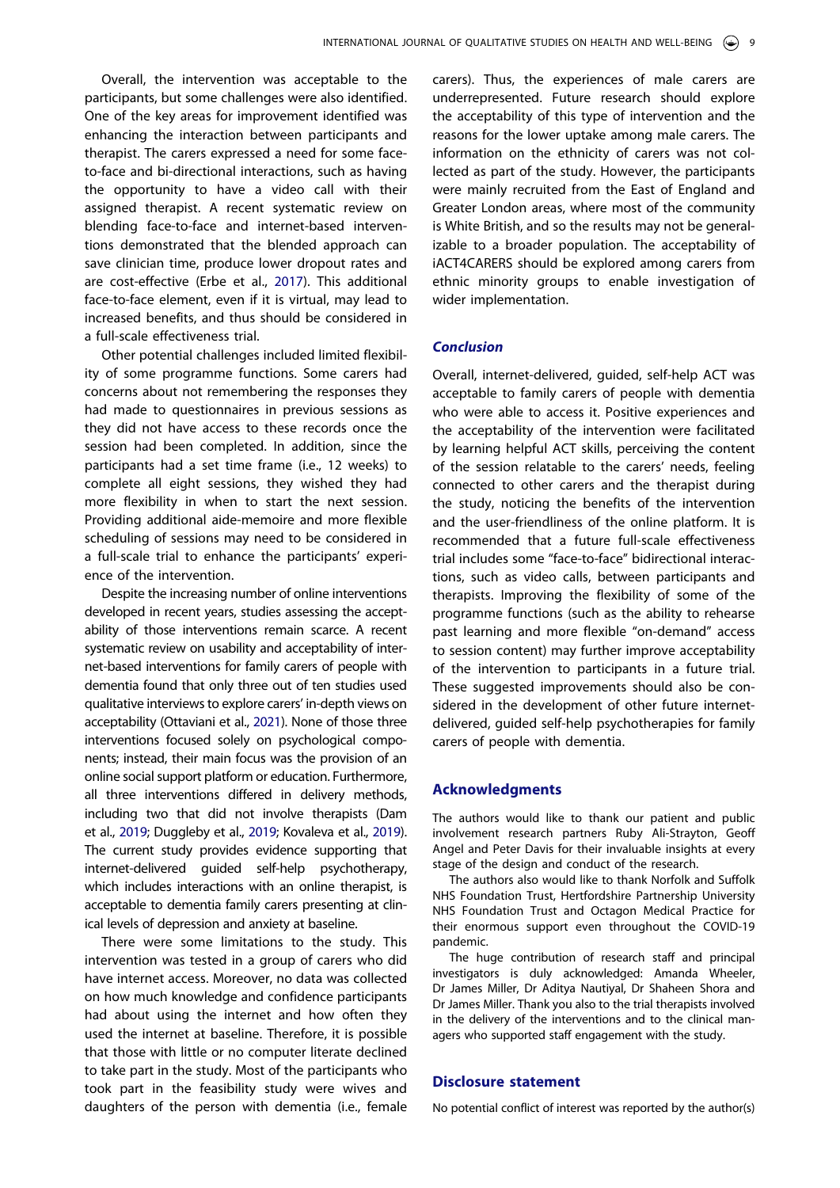Overall, the intervention was acceptable to the participants, but some challenges were also identified. One of the key areas for improvement identified was enhancing the interaction between participants and therapist. The carers expressed a need for some face-to-face and bi-directional interactions, such as having the opportunity to have a video call with their assigned therapist. A recent systematic review on blending face-to-face and internet-based interventions demonstrated that the blended approach can save clinician time, produce lower dropout rates and are cost-effective (Erbe et al., 2017). This additional face-to-face element, even if it is virtual, may lead to increased benefits, and thus should be considered in a full-scale effectiveness trial.

Other potential challenges included limited flexibility of some programme functions. Some carers had concerns about not remembering the responses they had made to questionnaires in previous sessions as they did not have access to these records once the session had been completed. In addition, since the participants had a set time frame (i.e., 12 weeks) to complete all eight sessions, they wished they had more flexibility in when to start the next session. Providing additional aide-memoire and more flexible scheduling of sessions may need to be considered in a full-scale trial to enhance the participants' experience of the intervention.

Despite the increasing number of online interventions developed in recent years, studies assessing the acceptability of those interventions remain scarce. A recent systematic review on usability and acceptability of internet-based interventions for family carers of people with dementia found that only three out of ten studies used qualitative interviews to explore carers' in-depth views on acceptability (Ottaviani et al., 2021). None of those three interventions focused solely on psychological components; instead, their main focus was the provision of an online social support platform or education. Furthermore, all three interventions differed in delivery methods, including two that did not involve therapists (Dam et al., 2019; Duggleby et al., 2019; Kovaleva et al., 2019). The current study provides evidence supporting that internet-delivered guided self-help psychotherapy, which includes interactions with an online therapist, is acceptable to dementia family carers presenting at clinical levels of depression and anxiety at baseline.

There were some limitations to the study. This intervention was tested in a group of carers who did have internet access. Moreover, no data was collected on how much knowledge and confidence participants had about using the internet and how often they used the internet at baseline. Therefore, it is possible that those with little or no computer literate declined to take part in the study. Most of the participants who took part in the feasibility study were wives and daughters of the person with dementia (i.e., female carers). Thus, the experiences of male carers are underrepresented. Future research should explore the acceptability of this type of intervention and the reasons for the lower uptake among male carers. The information on the ethnicity of carers was not collected as part of the study. However, the participants were mainly recruited from the East of England and Greater London areas, where most of the community is White British, and so the results may not be generalizable to a broader population. The acceptability of iACT4CARERS should be explored among carers from ethnic minority groups to enable investigation of wider implementation.

### *Conclusion*

Overall, internet-delivered, guided, self-help ACT was acceptable to family carers of people with dementia who were able to access it. Positive experiences and the acceptability of the intervention were facilitated by learning helpful ACT skills, perceiving the content of the session relatable to the carers' needs, feeling connected to other carers and the therapist during the study, noticing the benefits of the intervention and the user-friendliness of the online platform. It is recommended that a future full-scale effectiveness trial includes some "face-to-face" bidirectional interactions, such as video calls, between participants and therapists. Improving the flexibility of some of the programme functions (such as the ability to rehearse past learning and more flexible "on-demand" access to session content) may further improve acceptability of the intervention to participants in a future trial. These suggested improvements should also be considered in the development of other future internet-delivered, guided self-help psychotherapies for family carers of people with dementia.

## Acknowledgments

The authors would like to thank our patient and public involvement research partners Ruby Ali-Strayton, Geoff Angel and Peter Davis for their invaluable insights at every stage of the design and conduct of the research.

The authors also would like to thank Norfolk and Suffolk NHS Foundation Trust, Hertfordshire Partnership University NHS Foundation Trust and Octagon Medical Practice for their enormous support even throughout the COVID-19 pandemic.

The huge contribution of research staff and principal investigators is duly acknowledged: Amanda Wheeler, Dr James Miller, Dr Aditya Nautiyal, Dr Shaheen Shora and Dr James Miller. Thank you also to the trial therapists involved in the delivery of the interventions and to the clinical managers who supported staff engagement with the study.

## Disclosure statement

No potential conflict of interest was reported by the author(s)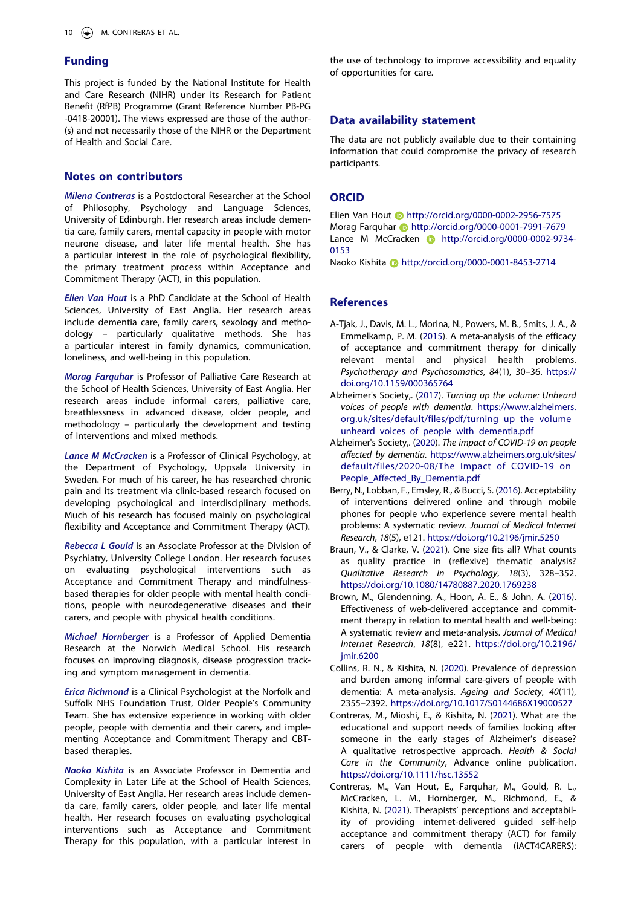## Funding

This project is funded by the National Institute for Health and Care Research (NIHR) under its Research for Patient Benefit (RfPB) Programme (Grant Reference Number PB-PG -0418-20001). The views expressed are those of the author(s) and not necessarily those of the NIHR or the Department of Health and Social Care.

## Notes on contributors

***Milena Contreras*** is a Postdoctoral Researcher at the School of Philosophy, Psychology and Language Sciences, University of Edinburgh. Her research areas include dementia care, family carers, mental capacity in people with motor neurone disease, and later life mental health. She has a particular interest in the role of psychological flexibility, the primary treatment process within Acceptance and Commitment Therapy (ACT), in this population.

***Elien Van Hout*** is a PhD Candidate at the School of Health Sciences, University of East Anglia. Her research areas include dementia care, family carers, sexology and methodology – particularly qualitative methods. She has a particular interest in family dynamics, communication, loneliness, and well-being in this population.

***Morag Farquhar*** is Professor of Palliative Care Research at the School of Health Sciences, University of East Anglia. Her research areas include informal carers, palliative care, breathlessness in advanced disease, older people, and methodology – particularly the development and testing of interventions and mixed methods.

***Lance M McCracken*** is a Professor of Clinical Psychology, at the Department of Psychology, Uppsala University in Sweden. For much of his career, he has researched chronic pain and its treatment via clinic-based research focused on developing psychological and interdisciplinary methods. Much of his research has focused mainly on psychological flexibility and Acceptance and Commitment Therapy (ACT).

***Rebecca L Gould*** is an Associate Professor at the Division of Psychiatry, University College London. Her research focuses on evaluating psychological interventions such as Acceptance and Commitment Therapy and mindfulness-based therapies for older people with mental health conditions, people with neurodegenerative diseases and their carers, and people with physical health conditions.

***Michael Hornberger*** is a Professor of Applied Dementia Research at the Norwich Medical School. His research focuses on improving diagnosis, disease progression tracking and symptom management in dementia.

***Erica Richmond*** is a Clinical Psychologist at the Norfolk and Suffolk NHS Foundation Trust, Older People's Community Team. She has extensive experience in working with older people, people with dementia and their carers, and implementing Acceptance and Commitment Therapy and CBT-based therapies.

***Naoko Kishita*** is an Associate Professor in Dementia and Complexity in Later Life at the School of Health Sciences, University of East Anglia. Her research areas include dementia care, family carers, older people, and later life mental health. Her research focuses on evaluating psychological interventions such as Acceptance and Commitment Therapy for this population, with a particular interest in the use of technology to improve accessibility and equality of opportunities for care.

## Data availability statement

The data are not publicly available due to their containing information that could compromise the privacy of research participants.

## ORCID

Elien Van Hout http://orcid.org/0000-0002-2956-7575
Morag Farquhar http://orcid.org/0000-0001-7991-7679
Lance M McCracken http://orcid.org/0000-0002-9734-0153
Naoko Kishita http://orcid.org/0000-0001-8453-2714

## References

A-Tjak, J., Davis, M. L., Morina, N., Powers, M. B., Smits, J. A., & Emmelkamp, P. M. (2015). A meta-analysis of the efficacy of acceptance and commitment therapy for clinically relevant mental and physical health problems. *Psychotherapy and Psychosomatics*, *84*(1), 30–36. https://doi.org/10.1159/000365764

Alzheimer's Society,. (2017). *Turning up the volume: Unheard voices of people with dementia*. https://www.alzheimers.org.uk/sites/default/files/pdf/turning_up_the_volume_unheard_voices_of_people_with_dementia.pdf

Alzheimer's Society,. (2020). *The impact of COVID-19 on people affected by dementia*. https://www.alzheimers.org.uk/sites/default/files/2020-08/The_Impact_of_COVID-19_on_People_Affected_By_Dementia.pdf

Berry, N., Lobban, F., Emsley, R., & Bucci, S. (2016). Acceptability of interventions delivered online and through mobile phones for people who experience severe mental health problems: A systematic review. *Journal of Medical Internet Research*, *18*(5), e121. https://doi.org/10.2196/jmir.5250

Braun, V., & Clarke, V. (2021). One size fits all? What counts as quality practice in (reflexive) thematic analysis? *Qualitative Research in Psychology*, *18*(3), 328–352. https://doi.org/10.1080/14780887.2020.1769238

Brown, M., Glendenning, A., Hoon, A. E., & John, A. (2016). Effectiveness of web-delivered acceptance and commitment therapy in relation to mental health and well-being: A systematic review and meta-analysis. *Journal of Medical Internet Research*, *18*(8), e221. https://doi.org/10.2196/jmir.6200

Collins, R. N., & Kishita, N. (2020). Prevalence of depression and burden among informal care-givers of people with dementia: A meta-analysis. *Ageing and Society*, *40*(11), 2355–2392. https://doi.org/10.1017/S0144686X19000527

Contreras, M., Mioshi, E., & Kishita, N. (2021). What are the educational and support needs of families looking after someone in the early stages of Alzheimer's disease? A qualitative retrospective approach. *Health & Social Care in the Community*, Advance online publication. https://doi.org/10.1111/hsc.13552

Contreras, M., Van Hout, E., Farquhar, M., Gould, R. L., McCracken, L. M., Hornberger, M., Richmond, E., & Kishita, N. (2021). Therapists' perceptions and acceptability of providing internet-delivered guided self-help acceptance and commitment therapy (ACT) for family carers of people with dementia (iACT4CARERS):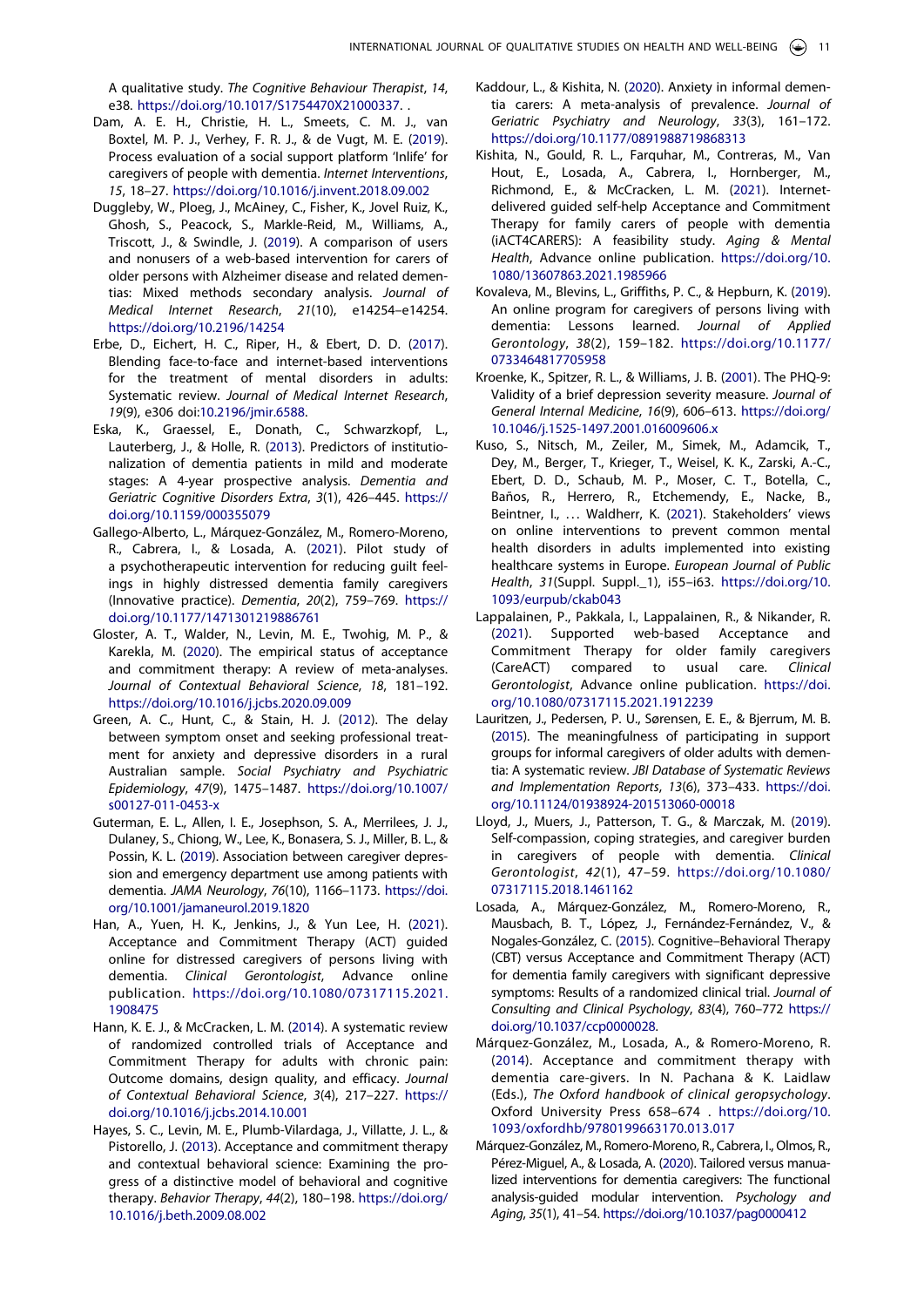A qualitative study. *The Cognitive Behaviour Therapist*, *14*, e38. https://doi.org/10.1017/S1754470X21000337. .

Dam, A. E. H., Christie, H. L., Smeets, C. M. J., van Boxtel, M. P. J., Verhey, F. R. J., & de Vugt, M. E. (2019). Process evaluation of a social support platform 'Inlife' for caregivers of people with dementia. *Internet Interventions*, *15*, 18–27. https://doi.org/10.1016/j.invent.2018.09.002

Duggleby, W., Ploeg, J., McAiney, C., Fisher, K., Jovel Ruiz, K., Ghosh, S., Peacock, S., Markle-Reid, M., Williams, A., Triscott, J., & Swindle, J. (2019). A comparison of users and nonusers of a web-based intervention for carers of older persons with Alzheimer disease and related dementias: Mixed methods secondary analysis. *Journal of Medical Internet Research*, *21*(10), e14254–e14254. https://doi.org/10.2196/14254

Erbe, D., Eichert, H. C., Riper, H., & Ebert, D. D. (2017). Blending face-to-face and internet-based interventions for the treatment of mental disorders in adults: Systematic review. *Journal of Medical Internet Research*, *19*(9), e306 doi:10.2196/jmir.6588.

Eska, K., Graessel, E., Donath, C., Schwarzkopf, L., Lauterberg, J., & Holle, R. (2013). Predictors of institutionalization of dementia patients in mild and moderate stages: A 4-year prospective analysis. *Dementia and Geriatric Cognitive Disorders Extra*, *3*(1), 426–445. https://doi.org/10.1159/000355079

Gallego-Alberto, L., Márquez-González, M., Romero-Moreno, R., Cabrera, I., & Losada, A. (2021). Pilot study of a psychotherapeutic intervention for reducing guilt feelings in highly distressed dementia family caregivers (Innovative practice). *Dementia*, *20*(2), 759–769. https://doi.org/10.1177/1471301219886761

Gloster, A. T., Walder, N., Levin, M. E., Twohig, M. P., & Karekla, M. (2020). The empirical status of acceptance and commitment therapy: A review of meta-analyses. *Journal of Contextual Behavioral Science*, *18*, 181–192. https://doi.org/10.1016/j.jcbs.2020.09.009

Green, A. C., Hunt, C., & Stain, H. J. (2012). The delay between symptom onset and seeking professional treatment for anxiety and depressive disorders in a rural Australian sample. *Social Psychiatry and Psychiatric Epidemiology*, *47*(9), 1475–1487. https://doi.org/10.1007/s00127-011-0453-x

Guterman, E. L., Allen, I. E., Josephson, S. A., Merrilees, J. J., Dulaney, S., Chiong, W., Lee, K., Bonasera, S. J., Miller, B. L., & Possin, K. L. (2019). Association between caregiver depression and emergency department use among patients with dementia. *JAMA Neurology*, *76*(10), 1166–1173. https://doi.org/10.1001/jamaneurol.2019.1820

Han, A., Yuen, H. K., Jenkins, J., & Yun Lee, H. (2021). Acceptance and Commitment Therapy (ACT) guided online for distressed caregivers of persons living with dementia. *Clinical Gerontologist*, Advance online publication. https://doi.org/10.1080/07317115.2021.1908475

Hann, K. E. J., & McCracken, L. M. (2014). A systematic review of randomized controlled trials of Acceptance and Commitment Therapy for adults with chronic pain: Outcome domains, design quality, and efficacy. *Journal of Contextual Behavioral Science*, *3*(4), 217–227. https://doi.org/10.1016/j.jcbs.2014.10.001

Hayes, S. C., Levin, M. E., Plumb-Vilardaga, J., Villatte, J. L., & Pistorello, J. (2013). Acceptance and commitment therapy and contextual behavioral science: Examining the progress of a distinctive model of behavioral and cognitive therapy. *Behavior Therapy*, *44*(2), 180–198. https://doi.org/10.1016/j.beth.2009.08.002

Kaddour, L., & Kishita, N. (2020). Anxiety in informal dementia carers: A meta-analysis of prevalence. *Journal of Geriatric Psychiatry and Neurology*, *33*(3), 161–172. https://doi.org/10.1177/0891988719868313

Kishita, N., Gould, R. L., Farquhar, M., Contreras, M., Van Hout, E., Losada, A., Cabrera, I., Hornberger, M., Richmond, E., & McCracken, L. M. (2021). Internet-delivered guided self-help Acceptance and Commitment Therapy for family carers of people with dementia (iACT4CARERS): A feasibility study. *Aging & Mental Health*, Advance online publication. https://doi.org/10.1080/13607863.2021.1985966

Kovaleva, M., Blevins, L., Griffiths, P. C., & Hepburn, K. (2019). An online program for caregivers of persons living with dementia: Lessons learned. *Journal of Applied Gerontology*, *38*(2), 159–182. https://doi.org/10.1177/0733464817705958

Kroenke, K., Spitzer, R. L., & Williams, J. B. (2001). The PHQ-9: Validity of a brief depression severity measure. *Journal of General Internal Medicine*, *16*(9), 606–613. https://doi.org/10.1046/j.1525-1497.2001.016009606.x

Kuso, S., Nitsch, M., Zeiler, M., Simek, M., Adamcik, T., Dey, M., Berger, T., Krieger, T., Weisel, K. K., Zarski, A.-C., Ebert, D. D., Schaub, M. P., Moser, C. T., Botella, C., Baños, R., Herrero, R., Etchemendy, E., Nacke, B., Beintner, I., … Waldherr, K. (2021). Stakeholders' views on online interventions to prevent common mental health disorders in adults implemented into existing healthcare systems in Europe. *European Journal of Public Health*, *31*(Suppl. Suppl._1), i55–i63. https://doi.org/10.1093/eurpub/ckab043

Lappalainen, P., Pakkala, I., Lappalainen, R., & Nikander, R. (2021). Supported web-based Acceptance and Commitment Therapy for older family caregivers (CareACT) compared to usual care. *Clinical Gerontologist*, Advance online publication. https://doi.org/10.1080/07317115.2021.1912239

Lauritzen, J., Pedersen, P. U., Sørensen, E. E., & Bjerrum, M. B. (2015). The meaningfulness of participating in support groups for informal caregivers of older adults with dementia: A systematic review. *JBI Database of Systematic Reviews and Implementation Reports*, *13*(6), 373–433. https://doi.org/10.11124/01938924-201513060-00018

Lloyd, J., Muers, J., Patterson, T. G., & Marczak, M. (2019). Self-compassion, coping strategies, and caregiver burden in caregivers of people with dementia. *Clinical Gerontologist*, *42*(1), 47–59. https://doi.org/10.1080/07317115.2018.1461162

Losada, A., Márquez-González, M., Romero-Moreno, R., Mausbach, B. T., López, J., Fernández-Fernández, V., & Nogales-González, C. (2015). Cognitive–Behavioral Therapy (CBT) versus Acceptance and Commitment Therapy (ACT) for dementia family caregivers with significant depressive symptoms: Results of a randomized clinical trial. *Journal of Consulting and Clinical Psychology*, *83*(4), 760–772 https://doi.org/10.1037/ccp0000028.

Márquez-González, M., Losada, A., & Romero-Moreno, R. (2014). Acceptance and commitment therapy with dementia care-givers. In N. Pachana & K. Laidlaw (Eds.), *The Oxford handbook of clinical geropsychology*. Oxford University Press 658–674 . https://doi.org/10.1093/oxfordhb/9780199663170.013.017

Márquez-González, M., Romero-Moreno, R., Cabrera, I., Olmos, R., Pérez-Miguel, A., & Losada, A. (2020). Tailored versus manualized interventions for dementia caregivers: The functional analysis-guided modular intervention. *Psychology and Aging*, *35*(1), 41–54. https://doi.org/10.1037/pag0000412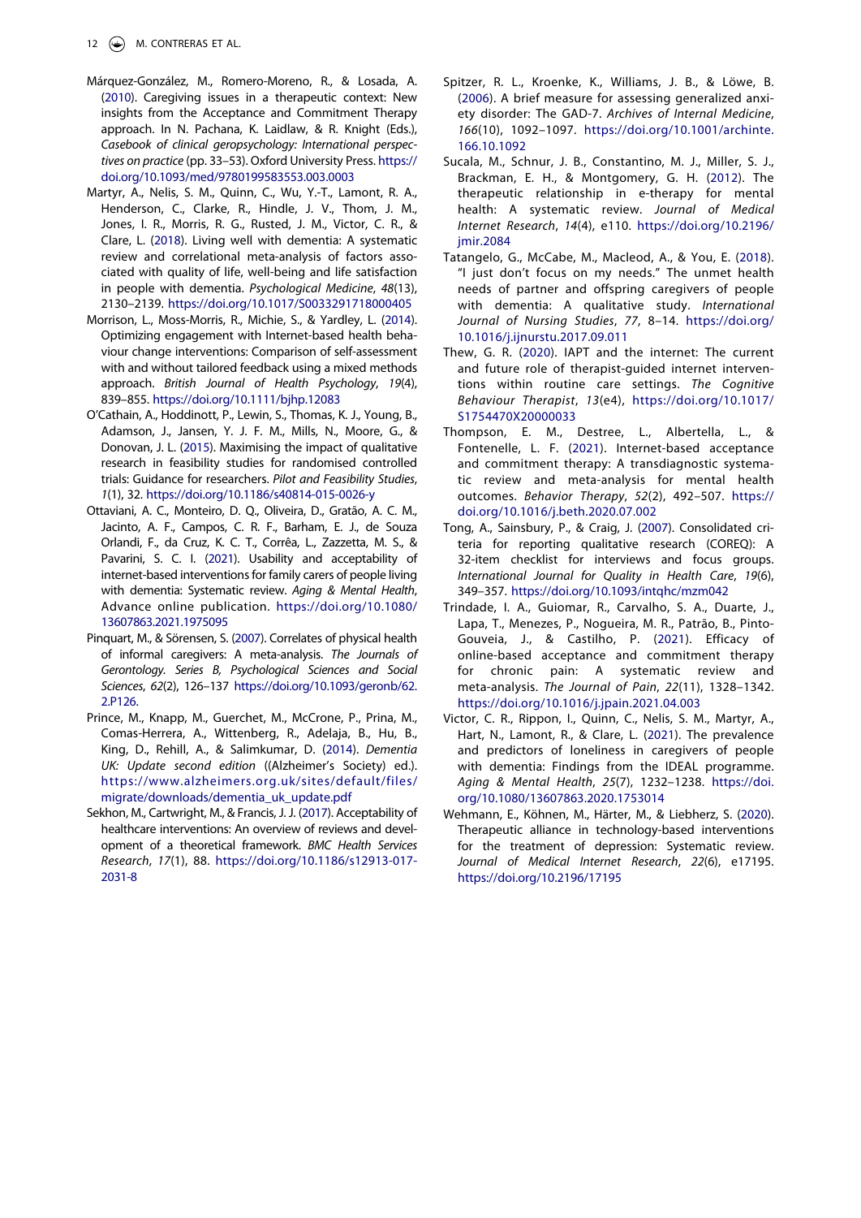Márquez-González, M., Romero-Moreno, R., & Losada, A. (2010). Caregiving issues in a therapeutic context: New insights from the Acceptance and Commitment Therapy approach. In N. Pachana, K. Laidlaw, & R. Knight (Eds.), *Casebook of clinical geropsychology: International perspectives on practice* (pp. 33–53). Oxford University Press. https://doi.org/10.1093/med/9780199583553.003.0003

Martyr, A., Nelis, S. M., Quinn, C., Wu, Y.-T., Lamont, R. A., Henderson, C., Clarke, R., Hindle, J. V., Thom, J. M., Jones, I. R., Morris, R. G., Rusted, J. M., Victor, C. R., & Clare, L. (2018). Living well with dementia: A systematic review and correlational meta-analysis of factors associated with quality of life, well-being and life satisfaction in people with dementia. *Psychological Medicine*, *48*(13), 2130–2139. https://doi.org/10.1017/S0033291718000405

Morrison, L., Moss-Morris, R., Michie, S., & Yardley, L. (2014). Optimizing engagement with Internet-based health behaviour change interventions: Comparison of self-assessment with and without tailored feedback using a mixed methods approach. *British Journal of Health Psychology*, *19*(4), 839–855. https://doi.org/10.1111/bjhp.12083

O'Cathain, A., Hoddinott, P., Lewin, S., Thomas, K. J., Young, B., Adamson, J., Jansen, Y. J. F. M., Mills, N., Moore, G., & Donovan, J. L. (2015). Maximising the impact of qualitative research in feasibility studies for randomised controlled trials: Guidance for researchers. *Pilot and Feasibility Studies*, *1*(1), 32. https://doi.org/10.1186/s40814-015-0026-y

Ottaviani, A. C., Monteiro, D. Q., Oliveira, D., Gratão, A. C. M., Jacinto, A. F., Campos, C. R. F., Barham, E. J., de Souza Orlandi, F., da Cruz, K. C. T., Corrêa, L., Zazzetta, M. S., & Pavarini, S. C. I. (2021). Usability and acceptability of internet-based interventions for family carers of people living with dementia: Systematic review. *Aging & Mental Health*, Advance online publication. https://doi.org/10.1080/13607863.2021.1975095

Pinquart, M., & Sörensen, S. (2007). Correlates of physical health of informal caregivers: A meta-analysis. *The Journals of Gerontology. Series B, Psychological Sciences and Social Sciences*, *62*(2), 126–137 https://doi.org/10.1093/geronb/62.2.P126.

Prince, M., Knapp, M., Guerchet, M., McCrone, P., Prina, M., Comas-Herrera, A., Wittenberg, R., Adelaja, B., Hu, B., King, D., Rehill, A., & Salimkumar, D. (2014). *Dementia UK: Update second edition* ((Alzheimer's Society) ed.). https://www.alzheimers.org.uk/sites/default/files/migrate/downloads/dementia_uk_update.pdf

Sekhon, M., Cartwright, M., & Francis, J. J. (2017). Acceptability of healthcare interventions: An overview of reviews and development of a theoretical framework. *BMC Health Services Research*, *17*(1), 88. https://doi.org/10.1186/s12913-017-2031-8

Spitzer, R. L., Kroenke, K., Williams, J. B., & Löwe, B. (2006). A brief measure for assessing generalized anxiety disorder: The GAD-7. *Archives of Internal Medicine*, *166*(10), 1092–1097. https://doi.org/10.1001/archinte.166.10.1092

Sucala, M., Schnur, J. B., Constantino, M. J., Miller, S. J., Brackman, E. H., & Montgomery, G. H. (2012). The therapeutic relationship in e-therapy for mental health: A systematic review. *Journal of Medical Internet Research*, *14*(4), e110. https://doi.org/10.2196/jmir.2084

Tatangelo, G., McCabe, M., Macleod, A., & You, E. (2018). "I just don't focus on my needs." The unmet health needs of partner and offspring caregivers of people with dementia: A qualitative study. *International Journal of Nursing Studies*, *77*, 8–14. https://doi.org/10.1016/j.ijnurstu.2017.09.011

Thew, G. R. (2020). IAPT and the internet: The current and future role of therapist-guided internet interventions within routine care settings. *The Cognitive Behaviour Therapist*, *13*(e4), https://doi.org/10.1017/S1754470X20000033

Thompson, E. M., Destree, L., Albertella, L., & Fontenelle, L. F. (2021). Internet-based acceptance and commitment therapy: A transdiagnostic systematic review and meta-analysis for mental health outcomes. *Behavior Therapy*, *52*(2), 492–507. https://doi.org/10.1016/j.beth.2020.07.002

Tong, A., Sainsbury, P., & Craig, J. (2007). Consolidated criteria for reporting qualitative research (COREQ): A 32-item checklist for interviews and focus groups. *International Journal for Quality in Health Care*, *19*(6), 349–357. https://doi.org/10.1093/intqhc/mzm042

Trindade, I. A., Guiomar, R., Carvalho, S. A., Duarte, J., Lapa, T., Menezes, P., Nogueira, M. R., Patrão, B., Pinto-Gouveia, J., & Castilho, P. (2021). Efficacy of online-based acceptance and commitment therapy for chronic pain: A systematic review and meta-analysis. *The Journal of Pain*, *22*(11), 1328–1342. https://doi.org/10.1016/j.jpain.2021.04.003

Victor, C. R., Rippon, I., Quinn, C., Nelis, S. M., Martyr, A., Hart, N., Lamont, R., & Clare, L. (2021). The prevalence and predictors of loneliness in caregivers of people with dementia: Findings from the IDEAL programme. *Aging & Mental Health*, *25*(7), 1232–1238. https://doi.org/10.1080/13607863.2020.1753014

Wehmann, E., Köhnen, M., Härter, M., & Liebherz, S. (2020). Therapeutic alliance in technology-based interventions for the treatment of depression: Systematic review. *Journal of Medical Internet Research*, *22*(6), e17195. https://doi.org/10.2196/17195